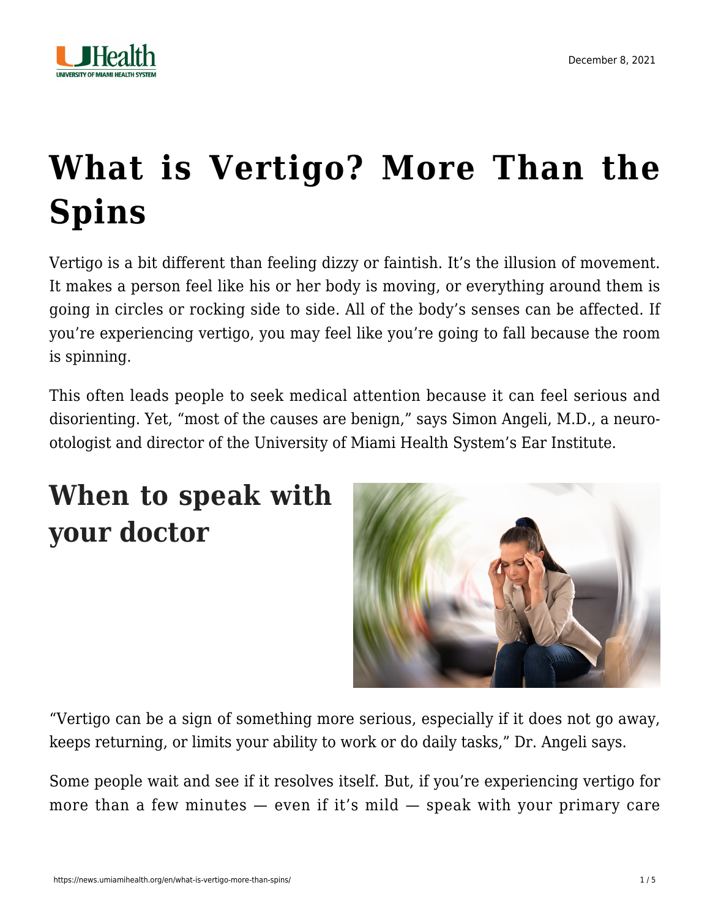# What is Vertigo? More Than the Spins

Vertigo is a bit different than feeling dizzy or faintish. It's the illusion of movement. It makes a person feel like his or her body is moving, or everything around them is going in circles or rocking side to side. All of the body's senses can be affected. If you're experiencing vertigo, you may feel like you're going to fall because the room is spinning.

This often leads people to seek medical attention because it can feel serious and disorienting. Yet, "most of the causes are benign," says Simon Angeli, M.D., a neuro-otologist and director of the University of Miami Health System's Ear Institute.

## When to speak with your doctor

"Vertigo can be a sign of something more serious, especially if it does not go away, keeps returning, or limits your ability to work or do daily tasks," Dr. Angeli says.

Some people wait and see if it resolves itself. But, if you're experiencing vertigo for more than a few minutes — even if it's mild — speak with your primary care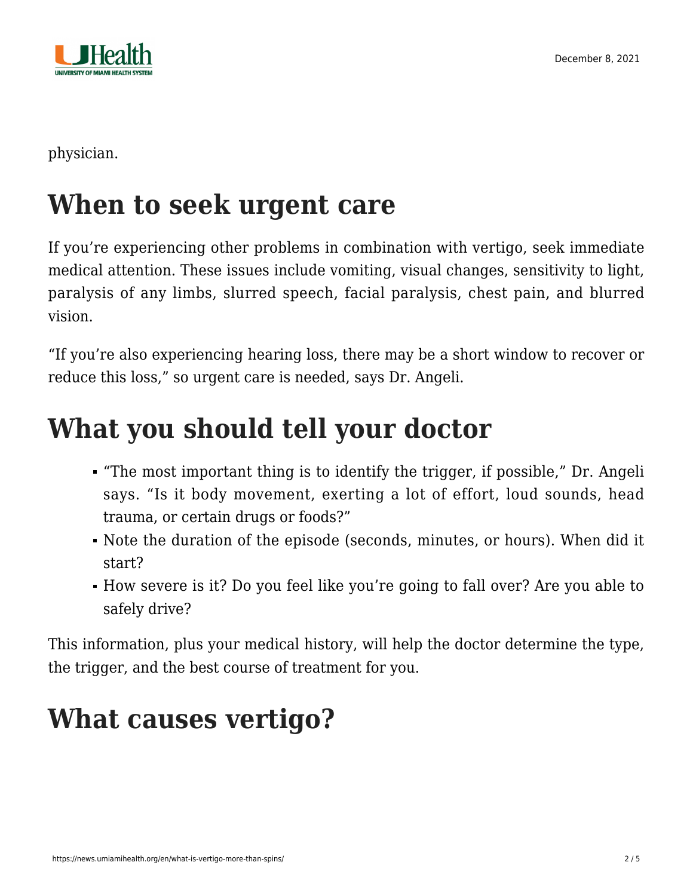physician.

## When to seek urgent care

If you're experiencing other problems in combination with vertigo, seek immediate medical attention. These issues include vomiting, visual changes, sensitivity to light, paralysis of any limbs, slurred speech, facial paralysis, chest pain, and blurred vision.

"If you're also experiencing hearing loss, there may be a short window to recover or reduce this loss," so urgent care is needed, says Dr. Angeli.

## What you should tell your doctor

- "The most important thing is to identify the trigger, if possible," Dr. Angeli says. "Is it body movement, exerting a lot of effort, loud sounds, head trauma, or certain drugs or foods?"
- Note the duration of the episode (seconds, minutes, or hours). When did it start?
- How severe is it? Do you feel like you're going to fall over? Are you able to safely drive?

This information, plus your medical history, will help the doctor determine the type, the trigger, and the best course of treatment for you.

## What causes vertigo?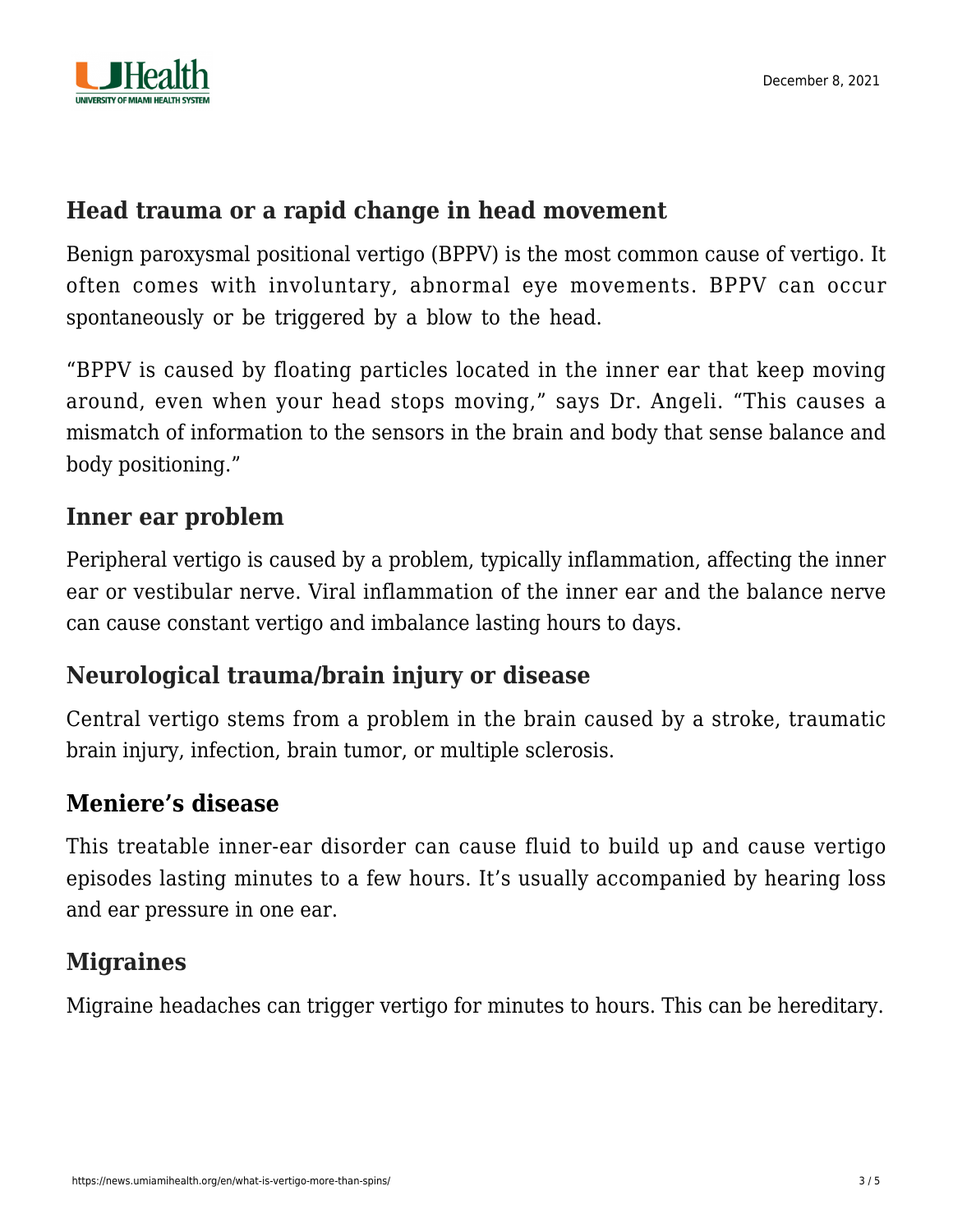## Head trauma or a rapid change in head movement

Benign paroxysmal positional vertigo (BPPV) is the most common cause of vertigo. It often comes with involuntary, abnormal eye movements. BPPV can occur spontaneously or be triggered by a blow to the head.

"BPPV is caused by floating particles located in the inner ear that keep moving around, even when your head stops moving," says Dr. Angeli. "This causes a mismatch of information to the sensors in the brain and body that sense balance and body positioning."

## Inner ear problem

Peripheral vertigo is caused by a problem, typically inflammation, affecting the inner ear or vestibular nerve. Viral inflammation of the inner ear and the balance nerve can cause constant vertigo and imbalance lasting hours to days.

## Neurological trauma/brain injury or disease

Central vertigo stems from a problem in the brain caused by a stroke, traumatic brain injury, infection, brain tumor, or multiple sclerosis.

## Meniere's disease

This treatable inner-ear disorder can cause fluid to build up and cause vertigo episodes lasting minutes to a few hours. It's usually accompanied by hearing loss and ear pressure in one ear.

## Migraines

Migraine headaches can trigger vertigo for minutes to hours. This can be hereditary.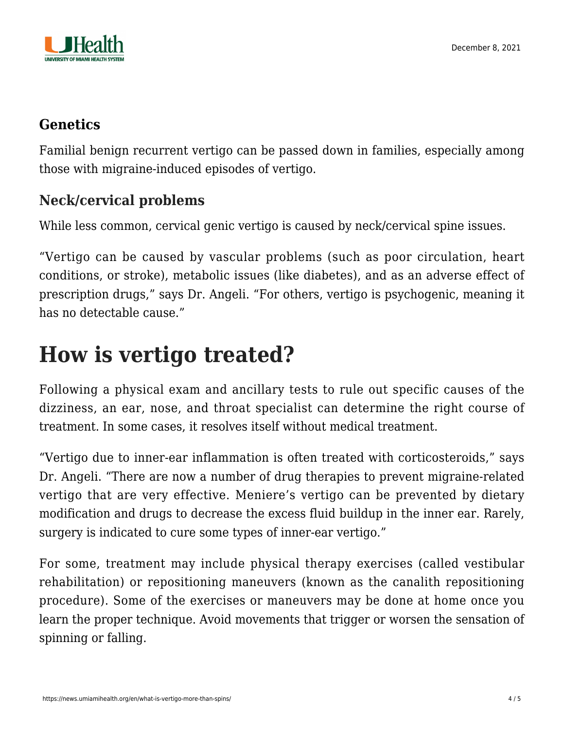### Genetics

Familial benign recurrent vertigo can be passed down in families, especially among those with migraine-induced episodes of vertigo.

### Neck/cervical problems

While less common, cervical genic vertigo is caused by neck/cervical spine issues.

“Vertigo can be caused by vascular problems (such as poor circulation, heart conditions, or stroke), metabolic issues (like diabetes), and as an adverse effect of prescription drugs,” says Dr. Angeli. “For others, vertigo is psychogenic, meaning it has no detectable cause.”

## How is vertigo treated?

Following a physical exam and ancillary tests to rule out specific causes of the dizziness, an ear, nose, and throat specialist can determine the right course of treatment. In some cases, it resolves itself without medical treatment.

“Vertigo due to inner-ear inflammation is often treated with corticosteroids,” says Dr. Angeli. “There are now a number of drug therapies to prevent migraine-related vertigo that are very effective. Meniere’s vertigo can be prevented by dietary modification and drugs to decrease the excess fluid buildup in the inner ear. Rarely, surgery is indicated to cure some types of inner-ear vertigo.”

For some, treatment may include physical therapy exercises (called vestibular rehabilitation) or repositioning maneuvers (known as the canalith repositioning procedure). Some of the exercises or maneuvers may be done at home once you learn the proper technique. Avoid movements that trigger or worsen the sensation of spinning or falling.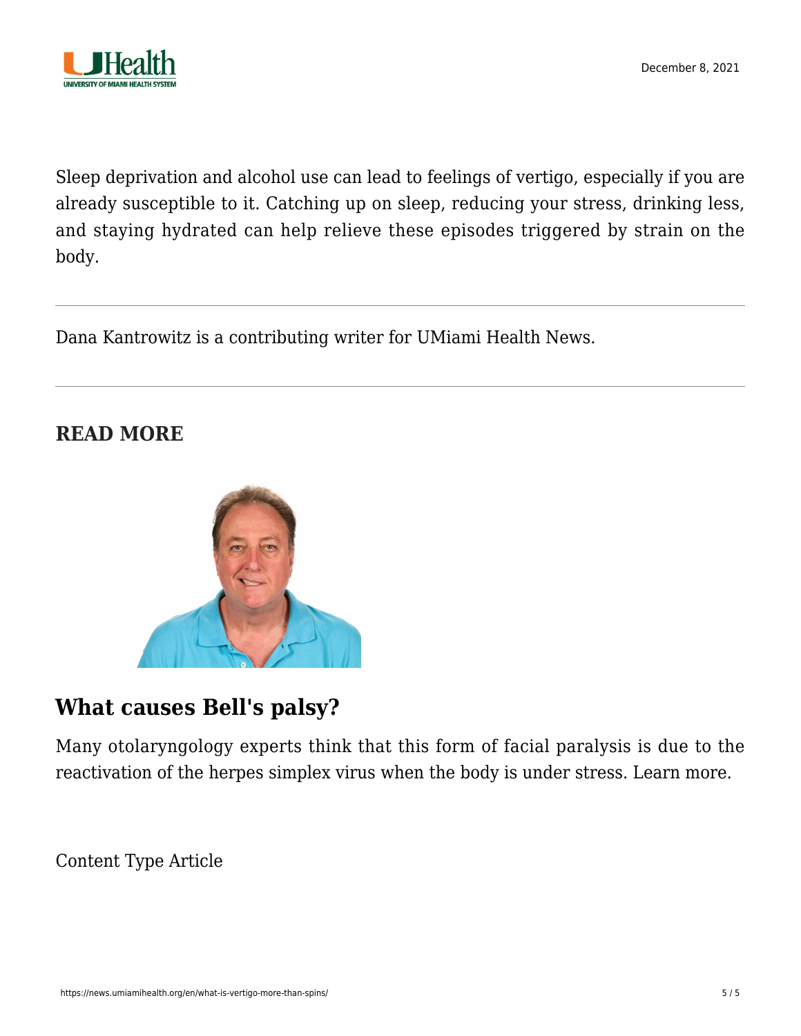Sleep deprivation and alcohol use can lead to feelings of vertigo, especially if you are already susceptible to it. Catching up on sleep, reducing your stress, drinking less, and staying hydrated can help relieve these episodes triggered by strain on the body.

---

Dana Kantrowitz is a contributing writer for UMiami Health News.

---

## READ MORE

## What causes Bell's palsy?

Many otolaryngology experts think that this form of facial paralysis is due to the reactivation of the herpes simplex virus when the body is under stress. Learn more.

Content Type Article